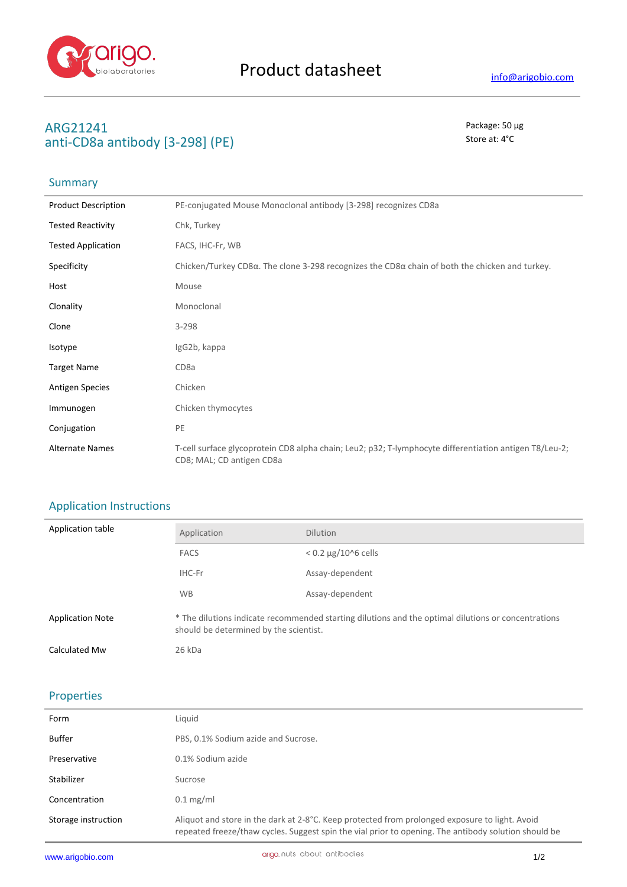# Product datasheet

info@arigobio.com

## ARG21241
## anti-CD8a antibody [3-298] (PE)

Package: 50 μg
Store at: 4°C

### Summary

| | |
|---|---|
| Product Description | PE-conjugated Mouse Monoclonal antibody [3-298] recognizes CD8a |
| Tested Reactivity | Chk, Turkey |
| Tested Application | FACS, IHC-Fr, WB |
| Specificity | Chicken/Turkey CD8α. The clone 3-298 recognizes the CD8α chain of both the chicken and turkey. |
| Host | Mouse |
| Clonality | Monoclonal |
| Clone | 3-298 |
| Isotype | IgG2b, kappa |
| Target Name | CD8a |
| Antigen Species | Chicken |
| Immunogen | Chicken thymocytes |
| Conjugation | PE |
| Alternate Names | T-cell surface glycoprotein CD8 alpha chain; Leu2; p32; T-lymphocyte differentiation antigen T8/Leu-2; CD8; MAL; CD antigen CD8a |

### Application Instructions

Application table

| Application | Dilution |
|---|---|
| FACS | < 0.2 μg/10^6 cells |
| IHC-Fr | Assay-dependent |
| WB | Assay-dependent |

| | |
|---|---|
| Application Note | * The dilutions indicate recommended starting dilutions and the optimal dilutions or concentrations should be determined by the scientist. |
| Calculated Mw | 26 kDa |

### Properties

| | |
|---|---|
| Form | Liquid |
| Buffer | PBS, 0.1% Sodium azide and Sucrose. |
| Preservative | 0.1% Sodium azide |
| Stabilizer | Sucrose |
| Concentration | 0.1 mg/ml |
| Storage instruction | Aliquot and store in the dark at 2-8°C. Keep protected from prolonged exposure to light. Avoid repeated freeze/thaw cycles. Suggest spin the vial prior to opening. The antibody solution should be |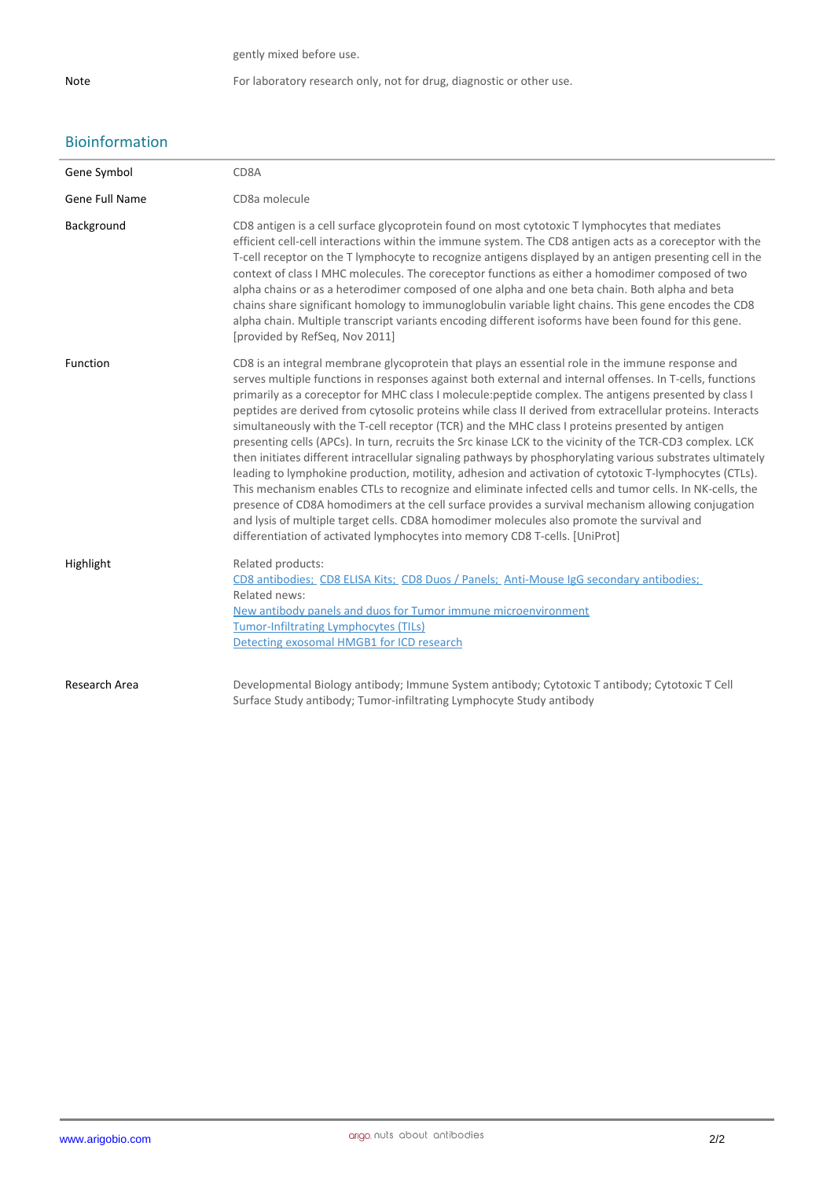gently mixed before use.

| | |
|---|---|
| Note | For laboratory research only, not for drug, diagnostic or other use. |

## Bioinformation

| | |
|---|---|
| Gene Symbol | CD8A |
| Gene Full Name | CD8a molecule |
| Background | CD8 antigen is a cell surface glycoprotein found on most cytotoxic T lymphocytes that mediates efficient cell-cell interactions within the immune system. The CD8 antigen acts as a coreceptor with the T-cell receptor on the T lymphocyte to recognize antigens displayed by an antigen presenting cell in the context of class I MHC molecules. The coreceptor functions as either a homodimer composed of two alpha chains or as a heterodimer composed of one alpha and one beta chain. Both alpha and beta chains share significant homology to immunoglobulin variable light chains. This gene encodes the CD8 alpha chain. Multiple transcript variants encoding different isoforms have been found for this gene. [provided by RefSeq, Nov 2011] |
| Function | CD8 is an integral membrane glycoprotein that plays an essential role in the immune response and serves multiple functions in responses against both external and internal offenses. In T-cells, functions primarily as a coreceptor for MHC class I molecule:peptide complex. The antigens presented by class I peptides are derived from cytosolic proteins while class II derived from extracellular proteins. Interacts simultaneously with the T-cell receptor (TCR) and the MHC class I proteins presented by antigen presenting cells (APCs). In turn, recruits the Src kinase LCK to the vicinity of the TCR-CD3 complex. LCK then initiates different intracellular signaling pathways by phosphorylating various substrates ultimately leading to lymphokine production, motility, adhesion and activation of cytotoxic T-lymphocytes (CTLs). This mechanism enables CTLs to recognize and eliminate infected cells and tumor cells. In NK-cells, the presence of CD8A homodimers at the cell surface provides a survival mechanism allowing conjugation and lysis of multiple target cells. CD8A homodimer molecules also promote the survival and differentiation of activated lymphocytes into memory CD8 T-cells. [UniProt] |
| Highlight | Related products:<br>CD8 antibodies; CD8 ELISA Kits; CD8 Duos / Panels; Anti-Mouse IgG secondary antibodies;<br>Related news:<br>New antibody panels and duos for Tumor immune microenvironment<br>Tumor-Infiltrating Lymphocytes (TILs)<br>Detecting exosomal HMGB1 for ICD research |
| Research Area | Developmental Biology antibody; Immune System antibody; Cytotoxic T antibody; Cytotoxic T Cell Surface Study antibody; Tumor-infiltrating Lymphocyte Study antibody |